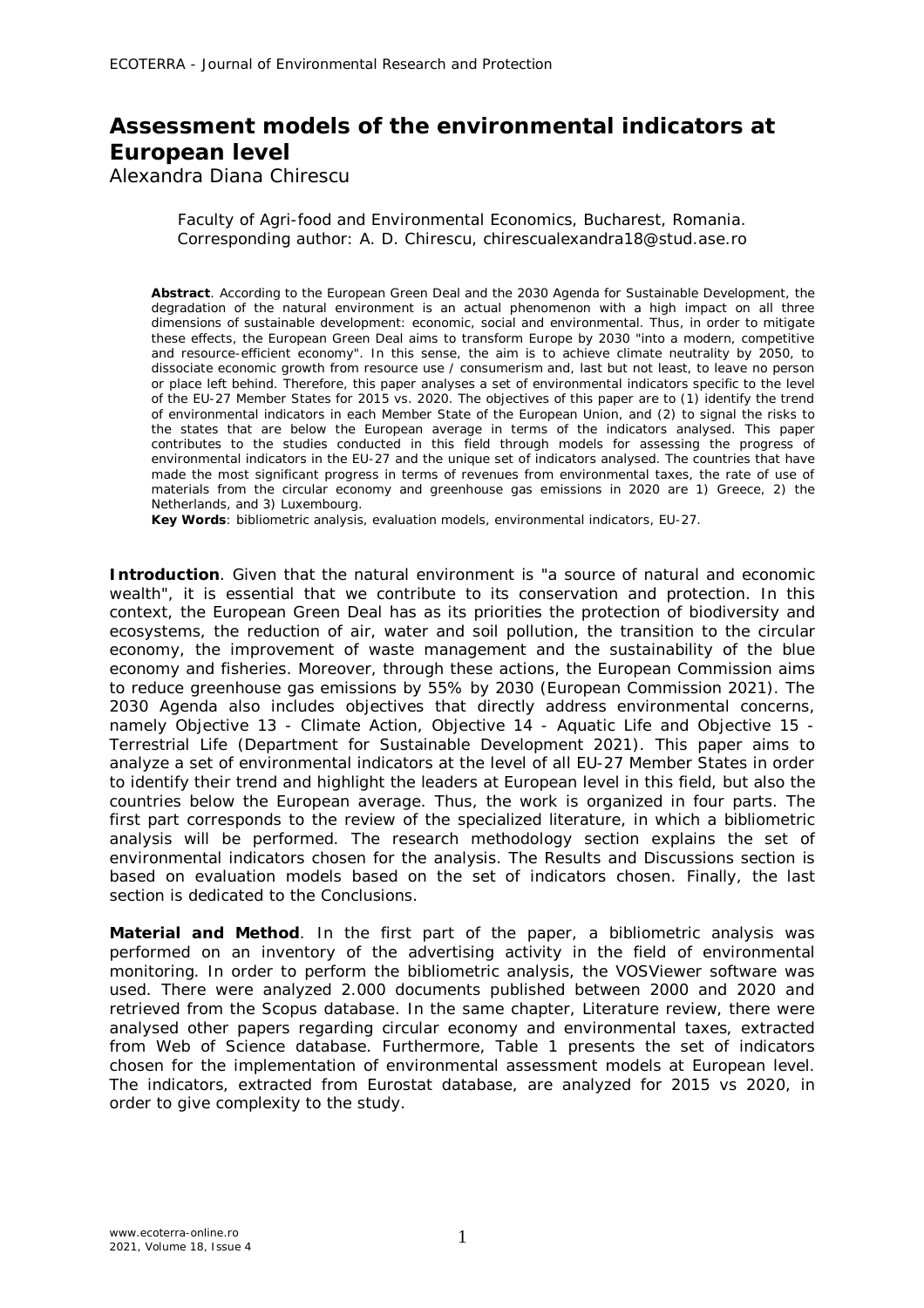# Assessment models of the environmental indicators at European level

Alexandra Diana Chirescu

Faculty of Agri-food and Environmental Economics, Bucharest, Romania. Corresponding author: A. D. Chirescu, chirescualexandra18@stud.ase.ro

**Abstract**. According to the European Green Deal and the 2030 Agenda for Sustainable Development, the degradation of the natural environment is an actual phenomenon with a high impact on all three dimensions of sustainable development: economic, social and environmental. Thus, in order to mitigate these effects, the European Green Deal aims to transform Europe by 2030 "into a modern, competitive and resource-efficient economy". In this sense, the aim is to achieve climate neutrality by 2050, to dissociate economic growth from resource use / consumerism and, last but not least, to leave no person or place left behind. Therefore, this paper analyses a set of environmental indicators specific to the level of the EU-27 Member States for 2015 vs. 2020. The objectives of this paper are to (1) identify the trend of environmental indicators in each Member State of the European Union, and (2) to signal the risks to the states that are below the European average in terms of the indicators analysed. This paper contributes to the studies conducted in this field through models for assessing the progress of environmental indicators in the EU-27 and the unique set of indicators analysed. The countries that have made the most significant progress in terms of revenues from environmental taxes, the rate of use of materials from the circular economy and greenhouse gas emissions in 2020 are 1) Greece, 2) the Netherlands, and 3) Luxembourg.

**Key Words**: bibliometric analysis, evaluation models, environmental indicators, EU-27.

**Introduction**. Given that the natural environment is "a source of natural and economic wealth", it is essential that we contribute to its conservation and protection. In this context, the European Green Deal has as its priorities the protection of biodiversity and ecosystems, the reduction of air, water and soil pollution, the transition to the circular economy, the improvement of waste management and the sustainability of the blue economy and fisheries. Moreover, through these actions, the European Commission aims to reduce greenhouse gas emissions by 55% by 2030 (European Commission 2021). The 2030 Agenda also includes objectives that directly address environmental concerns, namely Objective 13 - Climate Action, Objective 14 - Aquatic Life and Objective 15 - Terrestrial Life (Department for Sustainable Development 2021). This paper aims to analyze a set of environmental indicators at the level of all EU-27 Member States in order to identify their trend and highlight the leaders at European level in this field, but also the countries below the European average. Thus, the work is organized in four parts. The first part corresponds to the review of the specialized literature, in which a bibliometric analysis will be performed. The research methodology section explains the set of environmental indicators chosen for the analysis. The Results and Discussions section is based on evaluation models based on the set of indicators chosen. Finally, the last section is dedicated to the Conclusions.

**Material and Method**. In the first part of the paper, a bibliometric analysis was performed on an inventory of the advertising activity in the field of environmental monitoring. In order to perform the bibliometric analysis, the VOSViewer software was used. There were analyzed 2.000 documents published between 2000 and 2020 and retrieved from the Scopus database. In the same chapter, Literature review, there were analysed other papers regarding circular economy and environmental taxes, extracted from Web of Science database. Furthermore, Table 1 presents the set of indicators chosen for the implementation of environmental assessment models at European level. The indicators, extracted from Eurostat database, are analyzed for 2015 vs 2020, in order to give complexity to the study.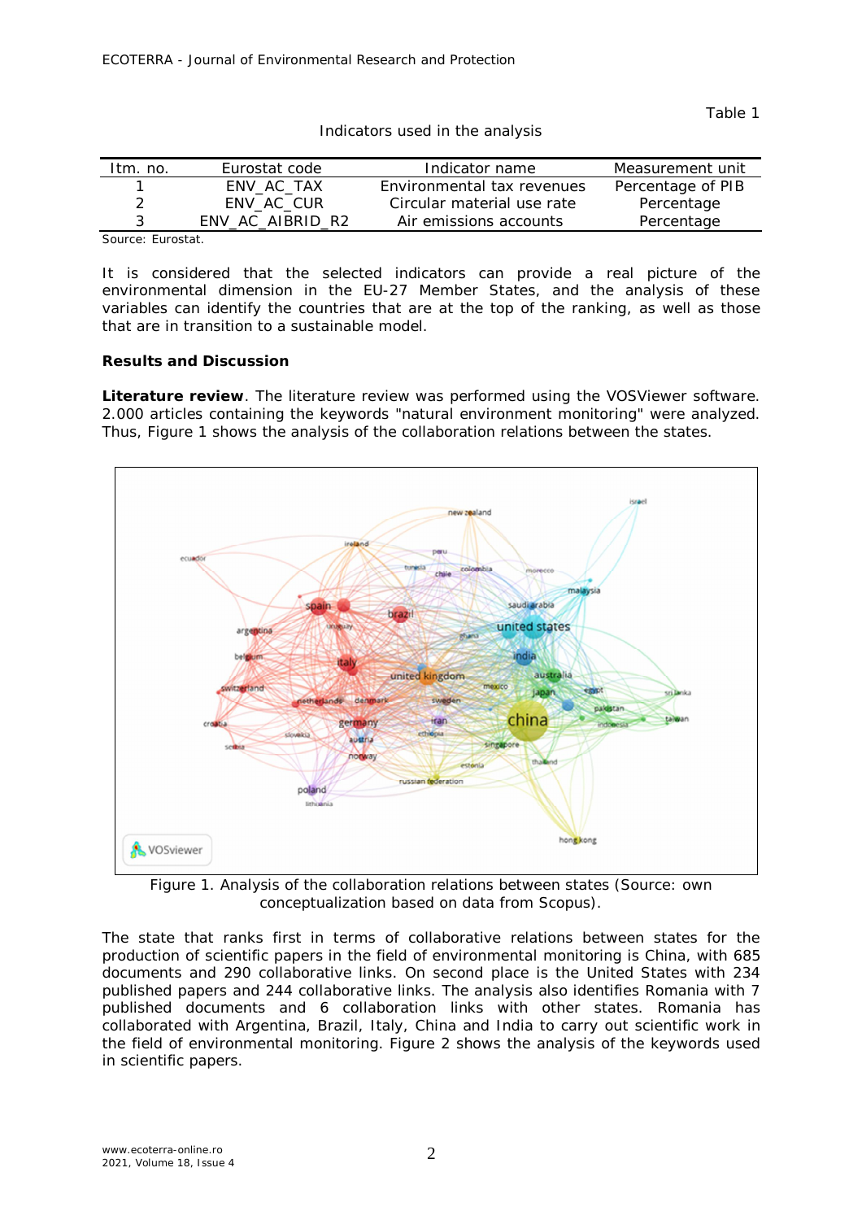Table 1

Indicators used in the analysis

| Itm. no. | Eurostat code | Indicator name | Measurement unit |
|---|---|---|---|
| 1 | ENV_AC_TAX | Environmental tax revenues | Percentage of PIB |
| 2 | ENV_AC_CUR | Circular material use rate | Percentage |
| 3 | ENV_AC_AIBRID_R2 | Air emissions accounts | Percentage |

Source: Eurostat.

It is considered that the selected indicators can provide a real picture of the environmental dimension in the EU-27 Member States, and the analysis of these variables can identify the countries that are at the top of the ranking, as well as those that are in transition to a sustainable model.

**Results and Discussion**

**Literature review**. The literature review was performed using the VOSViewer software. 2.000 articles containing the keywords "natural environment monitoring" were analyzed. Thus, Figure 1 shows the analysis of the collaboration relations between the states.

Figure 1. Analysis of the collaboration relations between states (Source: own conceptualization based on data from Scopus).

The state that ranks first in terms of collaborative relations between states for the production of scientific papers in the field of environmental monitoring is China, with 685 documents and 290 collaborative links. On second place is the United States with 234 published papers and 244 collaborative links. The analysis also identifies Romania with 7 published documents and 6 collaboration links with other states. Romania has collaborated with Argentina, Brazil, Italy, China and India to carry out scientific work in the field of environmental monitoring. Figure 2 shows the analysis of the keywords used in scientific papers.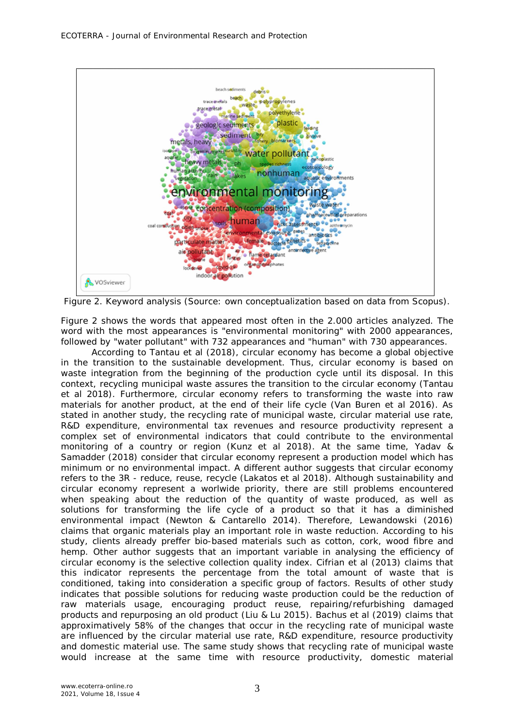Figure 2. Keyword analysis (Source: own conceptualization based on data from Scopus).

Figure 2 shows the words that appeared most often in the 2.000 articles analyzed. The word with the most appearances is "environmental monitoring" with 2000 appearances, followed by "water pollutant" with 732 appearances and "human" with 730 appearances.

According to Tantau et al (2018), circular economy has become a global objective in the transition to the sustainable development. Thus, circular economy is based on waste integration from the beginning of the production cycle until its disposal. In this context, recycling municipal waste assures the transition to the circular economy (Tantau et al 2018). Furthermore, circular economy refers to transforming the waste into raw materials for another product, at the end of their life cycle (Van Buren et al 2016). As stated in another study, the recycling rate of municipal waste, circular material use rate, R&D expenditure, environmental tax revenues and resource productivity represent a complex set of environmental indicators that could contribute to the environmental monitoring of a country or region (Kunz et al 2018). At the same time, Yadav & Samadder (2018) consider that circular economy represent a production model which has minimum or no environmental impact. A different author suggests that circular economy refers to the 3R - reduce, reuse, recycle (Lakatos et al 2018). Although sustainability and circular economy represent a worlwide priority, there are still problems encountered when speaking about the reduction of the quantity of waste produced, as well as solutions for transforming the life cycle of a product so that it has a diminished environmental impact (Newton & Cantarello 2014). Therefore, Lewandowski (2016) claims that organic materials play an important role in waste reduction. According to his study, clients already preffer bio-based materials such as cotton, cork, wood fibre and hemp. Other author suggests that an important variable in analysing the efficiency of circular economy is the selective collection quality index. Cifrian et al (2013) claims that this indicator represents the percentage from the total amount of waste that is conditioned, taking into consideration a specific group of factors. Results of other study indicates that possible solutions for reducing waste production could be the reduction of raw materials usage, encouraging product reuse, repairing/refurbishing damaged products and repurposing an old product (Liu & Lu 2015). Bachus et al (2019) claims that approximatively 58% of the changes that occur in the recycling rate of municipal waste are influenced by the circular material use rate, R&D expenditure, resource productivity and domestic material use. The same study shows that recycling rate of municipal waste would increase at the same time with resource productivity, domestic material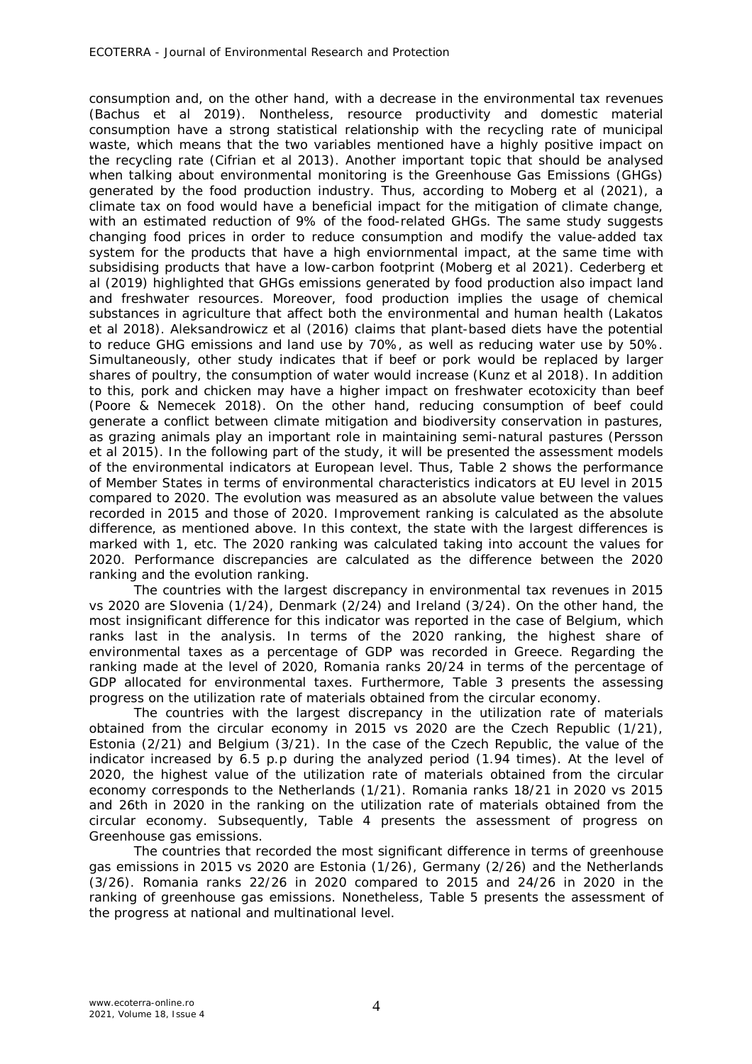consumption and, on the other hand, with a decrease in the environmental tax revenues (Bachus et al 2019). Nontheless, resource productivity and domestic material consumption have a strong statistical relationship with the recycling rate of municipal waste, which means that the two variables mentioned have a highly positive impact on the recycling rate (Cifrian et al 2013). Another important topic that should be analysed when talking about environmental monitoring is the Greenhouse Gas Emissions (GHGs) generated by the food production industry. Thus, according to Moberg et al (2021), a climate tax on food would have a beneficial impact for the mitigation of climate change, with an estimated reduction of 9% of the food-related GHGs. The same study suggests changing food prices in order to reduce consumption and modify the value-added tax system for the products that have a high enviornmental impact, at the same time with subsidising products that have a low-carbon footprint (Moberg et al 2021). Cederberg et al (2019) highlighted that GHGs emissions generated by food production also impact land and freshwater resources. Moreover, food production implies the usage of chemical substances in agriculture that affect both the environmental and human health (Lakatos et al 2018). Aleksandrowicz et al (2016) claims that plant-based diets have the potential to reduce GHG emissions and land use by 70%, as well as reducing water use by 50%. Simultaneously, other study indicates that if beef or pork would be replaced by larger shares of poultry, the consumption of water would increase (Kunz et al 2018). In addition to this, pork and chicken may have a higher impact on freshwater ecotoxicity than beef (Poore & Nemecek 2018). On the other hand, reducing consumption of beef could generate a conflict between climate mitigation and biodiversity conservation in pastures, as grazing animals play an important role in maintaining semi-natural pastures (Persson et al 2015). In the following part of the study, it will be presented the assessment models of the environmental indicators at European level. Thus, Table 2 shows the performance of Member States in terms of environmental characteristics indicators at EU level in 2015 compared to 2020. The evolution was measured as an absolute value between the values recorded in 2015 and those of 2020. Improvement ranking is calculated as the absolute difference, as mentioned above. In this context, the state with the largest differences is marked with 1, etc. The 2020 ranking was calculated taking into account the values for 2020. Performance discrepancies are calculated as the difference between the 2020 ranking and the evolution ranking.

The countries with the largest discrepancy in environmental tax revenues in 2015 vs 2020 are Slovenia (1/24), Denmark (2/24) and Ireland (3/24). On the other hand, the most insignificant difference for this indicator was reported in the case of Belgium, which ranks last in the analysis. In terms of the 2020 ranking, the highest share of environmental taxes as a percentage of GDP was recorded in Greece. Regarding the ranking made at the level of 2020, Romania ranks 20/24 in terms of the percentage of GDP allocated for environmental taxes. Furthermore, Table 3 presents the assessing progress on the utilization rate of materials obtained from the circular economy.

The countries with the largest discrepancy in the utilization rate of materials obtained from the circular economy in 2015 vs 2020 are the Czech Republic (1/21), Estonia (2/21) and Belgium (3/21). In the case of the Czech Republic, the value of the indicator increased by 6.5 p.p during the analyzed period (1.94 times). At the level of 2020, the highest value of the utilization rate of materials obtained from the circular economy corresponds to the Netherlands (1/21). Romania ranks 18/21 in 2020 vs 2015 and 26th in 2020 in the ranking on the utilization rate of materials obtained from the circular economy. Subsequently, Table 4 presents the assessment of progress on Greenhouse gas emissions.

The countries that recorded the most significant difference in terms of greenhouse gas emissions in 2015 vs 2020 are Estonia (1/26), Germany (2/26) and the Netherlands (3/26). Romania ranks 22/26 in 2020 compared to 2015 and 24/26 in 2020 in the ranking of greenhouse gas emissions. Nonetheless, Table 5 presents the assessment of the progress at national and multinational level.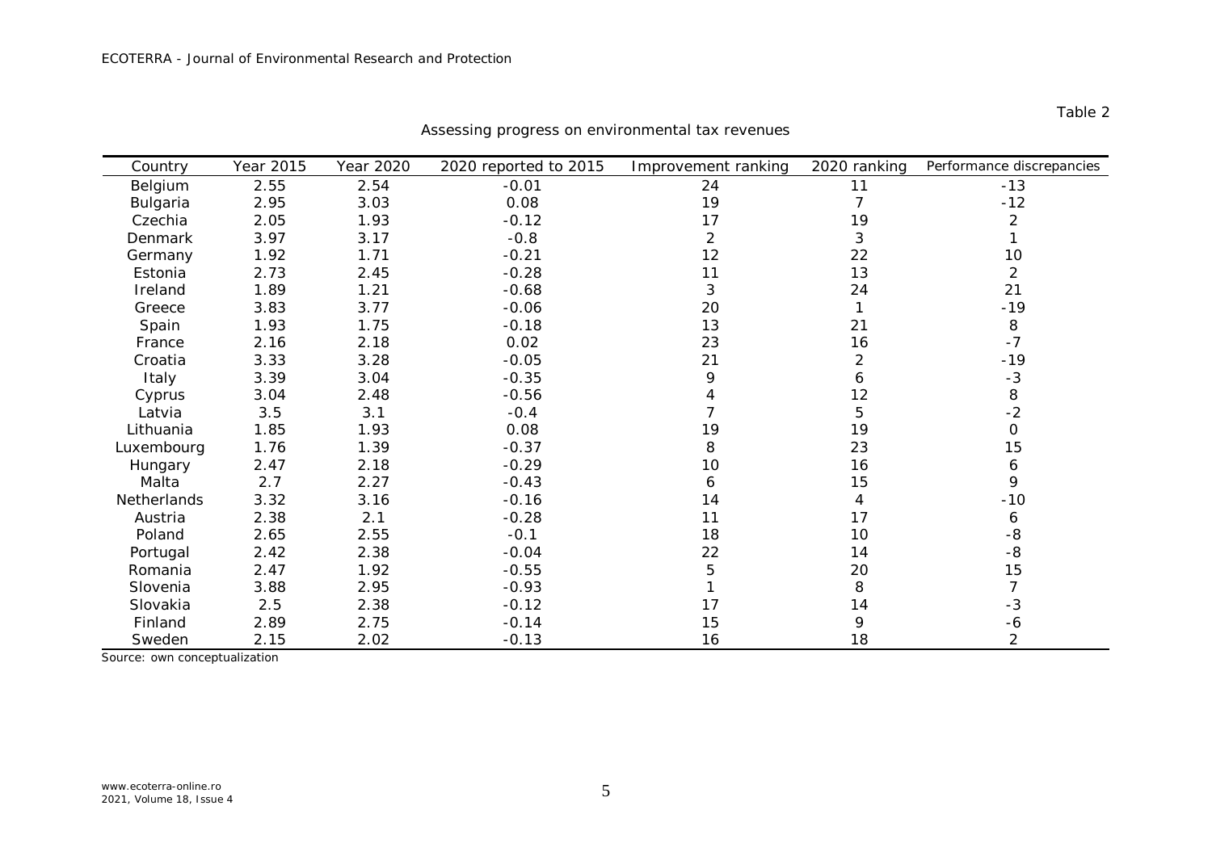Table 2

Assessing progress on environmental tax revenues

| Country | Year 2015 | Year 2020 | 2020 reported to 2015 | Improvement ranking | 2020 ranking | Performance discrepancies |
|---|---|---|---|---|---|---|
| Belgium | 2.55 | 2.54 | -0.01 | 24 | 11 | -13 |
| Bulgaria | 2.95 | 3.03 | 0.08 | 19 | 7 | -12 |
| Czechia | 2.05 | 1.93 | -0.12 | 17 | 19 | 2 |
| Denmark | 3.97 | 3.17 | -0.8 | 2 | 3 | 1 |
| Germany | 1.92 | 1.71 | -0.21 | 12 | 22 | 10 |
| Estonia | 2.73 | 2.45 | -0.28 | 11 | 13 | 2 |
| Ireland | 1.89 | 1.21 | -0.68 | 3 | 24 | 21 |
| Greece | 3.83 | 3.77 | -0.06 | 20 | 1 | -19 |
| Spain | 1.93 | 1.75 | -0.18 | 13 | 21 | 8 |
| France | 2.16 | 2.18 | 0.02 | 23 | 16 | -7 |
| Croatia | 3.33 | 3.28 | -0.05 | 21 | 2 | -19 |
| Italy | 3.39 | 3.04 | -0.35 | 9 | 6 | -3 |
| Cyprus | 3.04 | 2.48 | -0.56 | 4 | 12 | 8 |
| Latvia | 3.5 | 3.1 | -0.4 | 7 | 5 | -2 |
| Lithuania | 1.85 | 1.93 | 0.08 | 19 | 19 | 0 |
| Luxembourg | 1.76 | 1.39 | -0.37 | 8 | 23 | 15 |
| Hungary | 2.47 | 2.18 | -0.29 | 10 | 16 | 6 |
| Malta | 2.7 | 2.27 | -0.43 | 6 | 15 | 9 |
| Netherlands | 3.32 | 3.16 | -0.16 | 14 | 4 | -10 |
| Austria | 2.38 | 2.1 | -0.28 | 11 | 17 | 6 |
| Poland | 2.65 | 2.55 | -0.1 | 18 | 10 | -8 |
| Portugal | 2.42 | 2.38 | -0.04 | 22 | 14 | -8 |
| Romania | 2.47 | 1.92 | -0.55 | 5 | 20 | 15 |
| Slovenia | 3.88 | 2.95 | -0.93 | 1 | 8 | 7 |
| Slovakia | 2.5 | 2.38 | -0.12 | 17 | 14 | -3 |
| Finland | 2.89 | 2.75 | -0.14 | 15 | 9 | -6 |
| Sweden | 2.15 | 2.02 | -0.13 | 16 | 18 | 2 |

Source: own conceptualization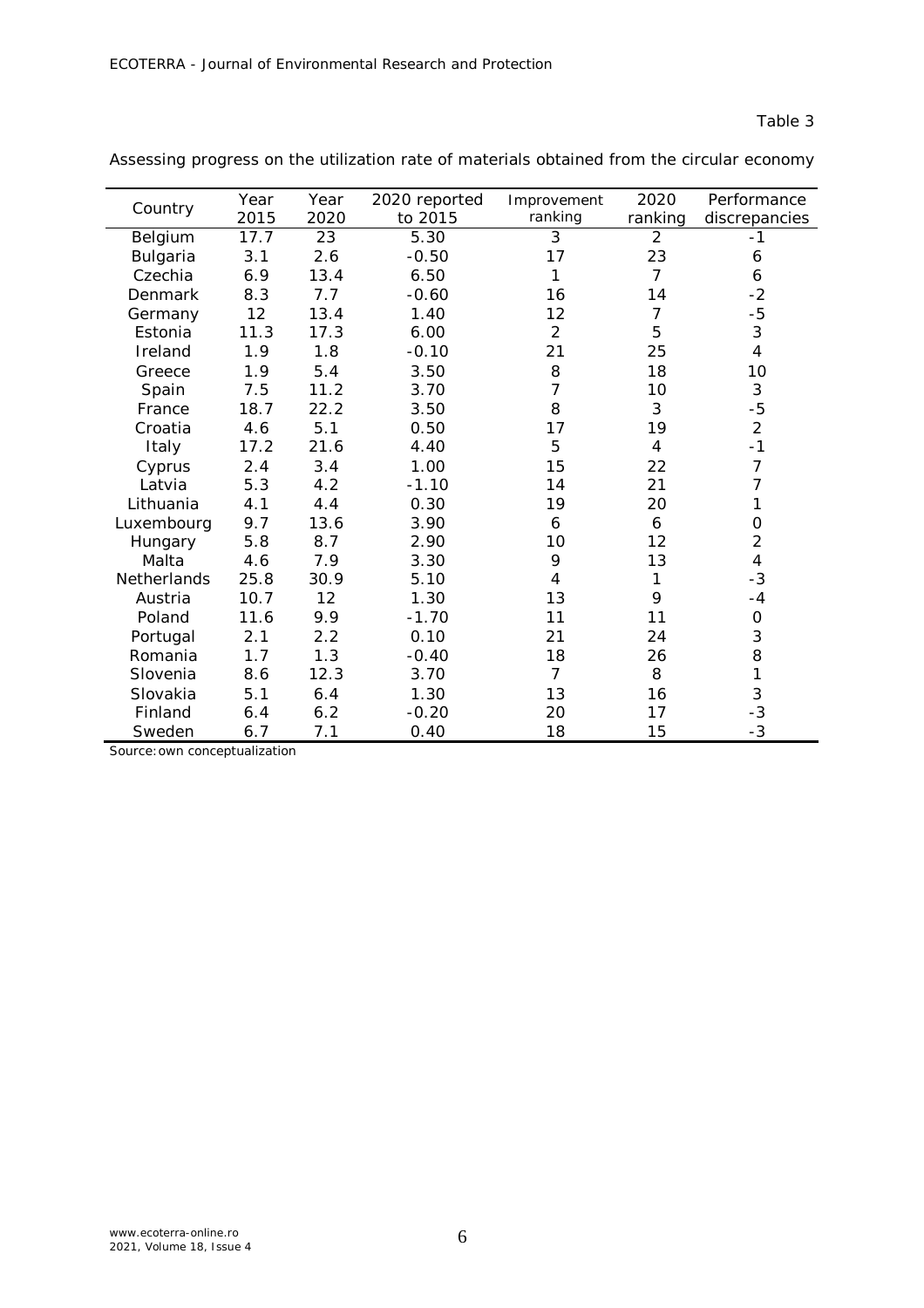Table 3

Assessing progress on the utilization rate of materials obtained from the circular economy

| Country | Year 2015 | Year 2020 | 2020 reported to 2015 | Improvement ranking | 2020 ranking | Performance discrepancies |
|---|---|---|---|---|---|---|
| Belgium | 17.7 | 23 | 5.30 | 3 | 2 | -1 |
| Bulgaria | 3.1 | 2.6 | -0.50 | 17 | 23 | 6 |
| Czechia | 6.9 | 13.4 | 6.50 | 1 | 7 | 6 |
| Denmark | 8.3 | 7.7 | -0.60 | 16 | 14 | -2 |
| Germany | 12 | 13.4 | 1.40 | 12 | 7 | -5 |
| Estonia | 11.3 | 17.3 | 6.00 | 2 | 5 | 3 |
| Ireland | 1.9 | 1.8 | -0.10 | 21 | 25 | 4 |
| Greece | 1.9 | 5.4 | 3.50 | 8 | 18 | 10 |
| Spain | 7.5 | 11.2 | 3.70 | 7 | 10 | 3 |
| France | 18.7 | 22.2 | 3.50 | 8 | 3 | -5 |
| Croatia | 4.6 | 5.1 | 0.50 | 17 | 19 | 2 |
| Italy | 17.2 | 21.6 | 4.40 | 5 | 4 | -1 |
| Cyprus | 2.4 | 3.4 | 1.00 | 15 | 22 | 7 |
| Latvia | 5.3 | 4.2 | -1.10 | 14 | 21 | 7 |
| Lithuania | 4.1 | 4.4 | 0.30 | 19 | 20 | 1 |
| Luxembourg | 9.7 | 13.6 | 3.90 | 6 | 6 | 0 |
| Hungary | 5.8 | 8.7 | 2.90 | 10 | 12 | 2 |
| Malta | 4.6 | 7.9 | 3.30 | 9 | 13 | 4 |
| Netherlands | 25.8 | 30.9 | 5.10 | 4 | 1 | -3 |
| Austria | 10.7 | 12 | 1.30 | 13 | 9 | -4 |
| Poland | 11.6 | 9.9 | -1.70 | 11 | 11 | 0 |
| Portugal | 2.1 | 2.2 | 0.10 | 21 | 24 | 3 |
| Romania | 1.7 | 1.3 | -0.40 | 18 | 26 | 8 |
| Slovenia | 8.6 | 12.3 | 3.70 | 7 | 8 | 1 |
| Slovakia | 5.1 | 6.4 | 1.30 | 13 | 16 | 3 |
| Finland | 6.4 | 6.2 | -0.20 | 20 | 17 | -3 |
| Sweden | 6.7 | 7.1 | 0.40 | 18 | 15 | -3 |

Source: own conceptualization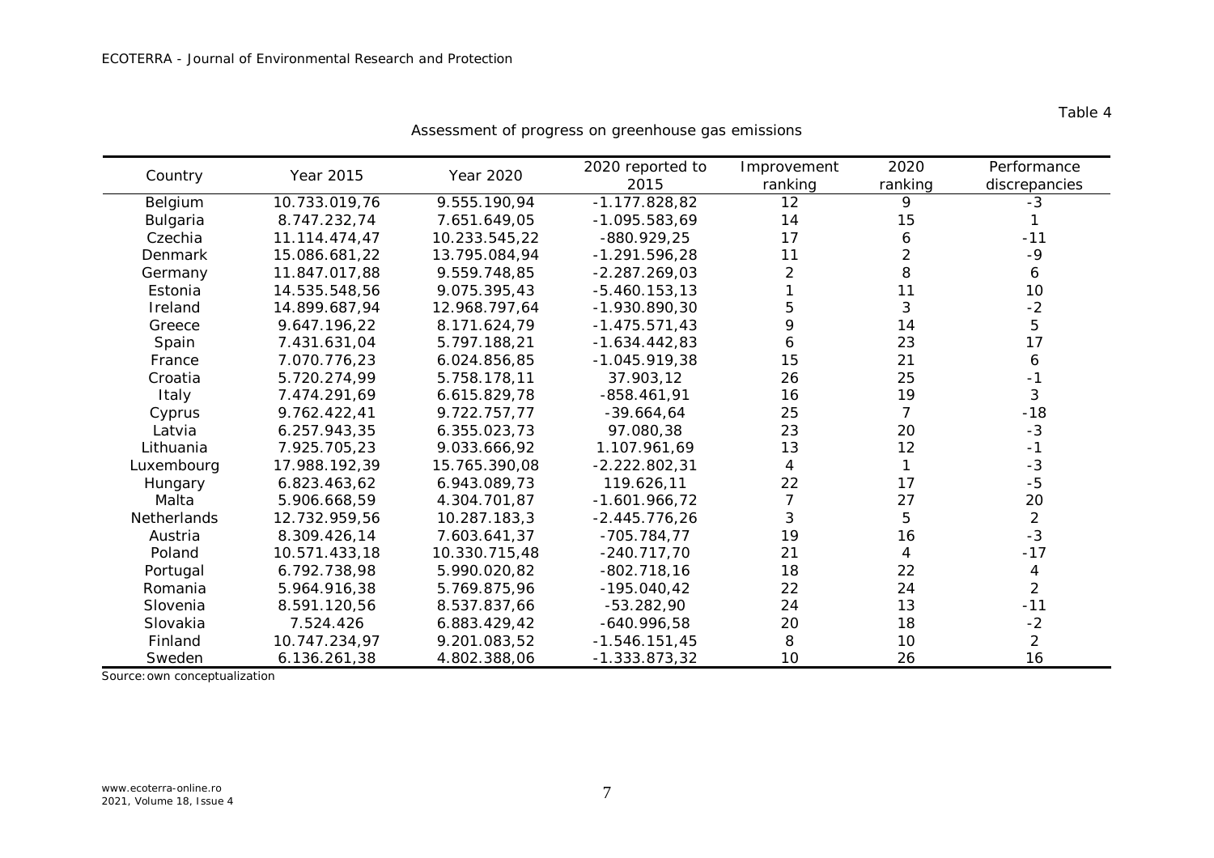Table 4

Assessment of progress on greenhouse gas emissions

| Country | Year 2015 | Year 2020 | 2020 reported to 2015 | Improvement ranking | 2020 ranking | Performance discrepancies |
|---|---|---|---|---|---|---|
| Belgium | 10.733.019,76 | 9.555.190,94 | -1.177.828,82 | 12 | 9 | -3 |
| Bulgaria | 8.747.232,74 | 7.651.649,05 | -1.095.583,69 | 14 | 15 | 1 |
| Czechia | 11.114.474,47 | 10.233.545,22 | -880.929,25 | 17 | 6 | -11 |
| Denmark | 15.086.681,22 | 13.795.084,94 | -1.291.596,28 | 11 | 2 | -9 |
| Germany | 11.847.017,88 | 9.559.748,85 | -2.287.269,03 | 2 | 8 | 6 |
| Estonia | 14.535.548,56 | 9.075.395,43 | -5.460.153,13 | 1 | 11 | 10 |
| Ireland | 14.899.687,94 | 12.968.797,64 | -1.930.890,30 | 5 | 3 | -2 |
| Greece | 9.647.196,22 | 8.171.624,79 | -1.475.571,43 | 9 | 14 | 5 |
| Spain | 7.431.631,04 | 5.797.188,21 | -1.634.442,83 | 6 | 23 | 17 |
| France | 7.070.776,23 | 6.024.856,85 | -1.045.919,38 | 15 | 21 | 6 |
| Croatia | 5.720.274,99 | 5.758.178,11 | 37.903,12 | 26 | 25 | -1 |
| Italy | 7.474.291,69 | 6.615.829,78 | -858.461,91 | 16 | 19 | 3 |
| Cyprus | 9.762.422,41 | 9.722.757,77 | -39.664,64 | 25 | 7 | -18 |
| Latvia | 6.257.943,35 | 6.355.023,73 | 97.080,38 | 23 | 20 | -3 |
| Lithuania | 7.925.705,23 | 9.033.666,92 | 1.107.961,69 | 13 | 12 | -1 |
| Luxembourg | 17.988.192,39 | 15.765.390,08 | -2.222.802,31 | 4 | 1 | -3 |
| Hungary | 6.823.463,62 | 6.943.089,73 | 119.626,11 | 22 | 17 | -5 |
| Malta | 5.906.668,59 | 4.304.701,87 | -1.601.966,72 | 7 | 27 | 20 |
| Netherlands | 12.732.959,56 | 10.287.183,3 | -2.445.776,26 | 3 | 5 | 2 |
| Austria | 8.309.426,14 | 7.603.641,37 | -705.784,77 | 19 | 16 | -3 |
| Poland | 10.571.433,18 | 10.330.715,48 | -240.717,70 | 21 | 4 | -17 |
| Portugal | 6.792.738,98 | 5.990.020,82 | -802.718,16 | 18 | 22 | 4 |
| Romania | 5.964.916,38 | 5.769.875,96 | -195.040,42 | 22 | 24 | 2 |
| Slovenia | 8.591.120,56 | 8.537.837,66 | -53.282,90 | 24 | 13 | -11 |
| Slovakia | 7.524.426 | 6.883.429,42 | -640.996,58 | 20 | 18 | -2 |
| Finland | 10.747.234,97 | 9.201.083,52 | -1.546.151,45 | 8 | 10 | 2 |
| Sweden | 6.136.261,38 | 4.802.388,06 | -1.333.873,32 | 10 | 26 | 16 |

Source: own conceptualization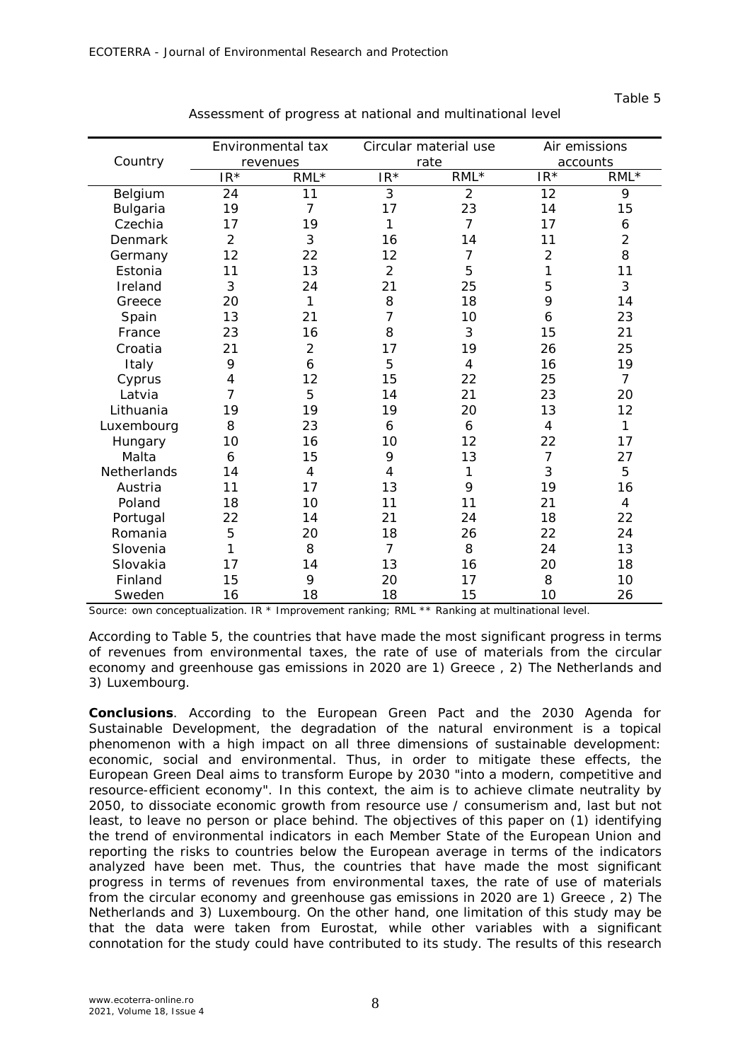Table 5

Assessment of progress at national and multinational level

| Country | Environmental tax revenues | | Circular material use rate | | Air emissions accounts | |
|---|---|---|---|---|---|---|
| | IR* | RML* | IR* | RML* | IR* | RML* |
| Belgium | 24 | 11 | 3 | 2 | 12 | 9 |
| Bulgaria | 19 | 7 | 17 | 23 | 14 | 15 |
| Czechia | 17 | 19 | 1 | 7 | 17 | 6 |
| Denmark | 2 | 3 | 16 | 14 | 11 | 2 |
| Germany | 12 | 22 | 12 | 7 | 2 | 8 |
| Estonia | 11 | 13 | 2 | 5 | 1 | 11 |
| Ireland | 3 | 24 | 21 | 25 | 5 | 3 |
| Greece | 20 | 1 | 8 | 18 | 9 | 14 |
| Spain | 13 | 21 | 7 | 10 | 6 | 23 |
| France | 23 | 16 | 8 | 3 | 15 | 21 |
| Croatia | 21 | 2 | 17 | 19 | 26 | 25 |
| Italy | 9 | 6 | 5 | 4 | 16 | 19 |
| Cyprus | 4 | 12 | 15 | 22 | 25 | 7 |
| Latvia | 7 | 5 | 14 | 21 | 23 | 20 |
| Lithuania | 19 | 19 | 19 | 20 | 13 | 12 |
| Luxembourg | 8 | 23 | 6 | 6 | 4 | 1 |
| Hungary | 10 | 16 | 10 | 12 | 22 | 17 |
| Malta | 6 | 15 | 9 | 13 | 7 | 27 |
| Netherlands | 14 | 4 | 4 | 1 | 3 | 5 |
| Austria | 11 | 17 | 13 | 9 | 19 | 16 |
| Poland | 18 | 10 | 11 | 11 | 21 | 4 |
| Portugal | 22 | 14 | 21 | 24 | 18 | 22 |
| Romania | 5 | 20 | 18 | 26 | 22 | 24 |
| Slovenia | 1 | 8 | 7 | 8 | 24 | 13 |
| Slovakia | 17 | 14 | 13 | 16 | 20 | 18 |
| Finland | 15 | 9 | 20 | 17 | 8 | 10 |
| Sweden | 16 | 18 | 18 | 15 | 10 | 26 |

Source: own conceptualization. IR * Improvement ranking; RML ** Ranking at multinational level.

According to Table 5, the countries that have made the most significant progress in terms of revenues from environmental taxes, the rate of use of materials from the circular economy and greenhouse gas emissions in 2020 are 1) Greece , 2) The Netherlands and 3) Luxembourg.

**Conclusions**. According to the European Green Pact and the 2030 Agenda for Sustainable Development, the degradation of the natural environment is a topical phenomenon with a high impact on all three dimensions of sustainable development: economic, social and environmental. Thus, in order to mitigate these effects, the European Green Deal aims to transform Europe by 2030 "into a modern, competitive and resource-efficient economy". In this context, the aim is to achieve climate neutrality by 2050, to dissociate economic growth from resource use / consumerism and, last but not least, to leave no person or place behind. The objectives of this paper on (1) identifying the trend of environmental indicators in each Member State of the European Union and reporting the risks to countries below the European average in terms of the indicators analyzed have been met. Thus, the countries that have made the most significant progress in terms of revenues from environmental taxes, the rate of use of materials from the circular economy and greenhouse gas emissions in 2020 are 1) Greece , 2) The Netherlands and 3) Luxembourg. On the other hand, one limitation of this study may be that the data were taken from Eurostat, while other variables with a significant connotation for the study could have contributed to its study. The results of this research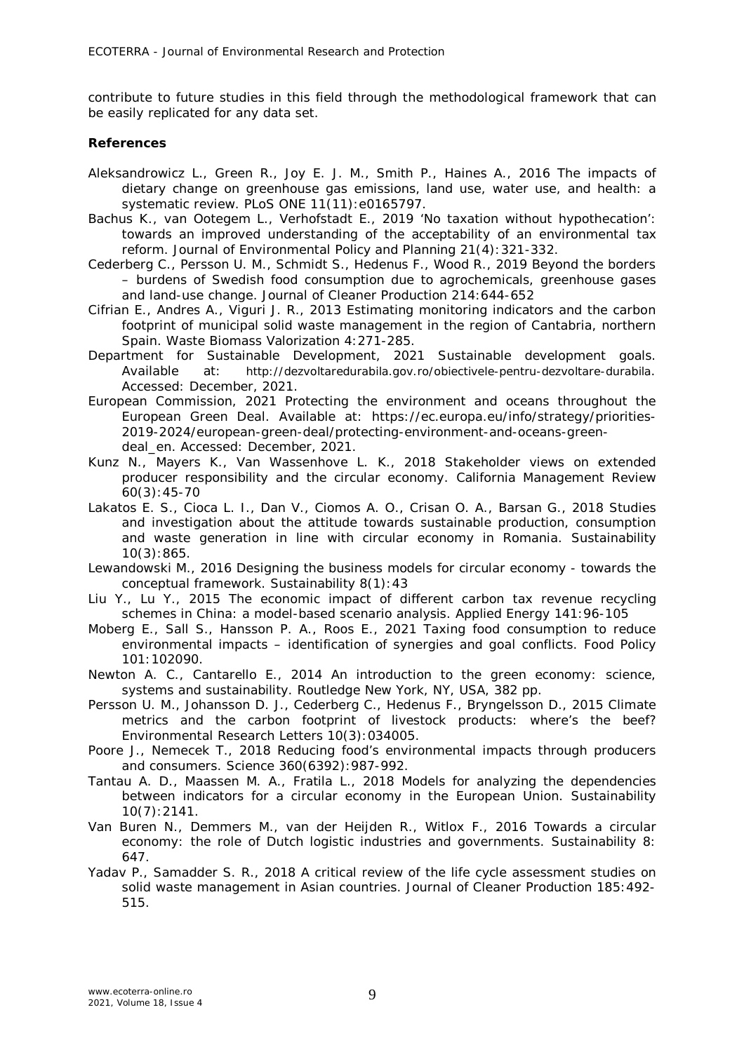contribute to future studies in this field through the methodological framework that can be easily replicated for any data set.

**References**

Aleksandrowicz L., Green R., Joy E. J. M., Smith P., Haines A., 2016 The impacts of dietary change on greenhouse gas emissions, land use, water use, and health: a systematic review. PLoS ONE 11(11):e0165797.

Bachus K., van Ootegem L., Verhofstadt E., 2019 'No taxation without hypothecation': towards an improved understanding of the acceptability of an environmental tax reform. Journal of Environmental Policy and Planning 21(4):321-332.

Cederberg C., Persson U. M., Schmidt S., Hedenus F., Wood R., 2019 Beyond the borders – burdens of Swedish food consumption due to agrochemicals, greenhouse gases and land-use change. Journal of Cleaner Production 214:644-652

Cifrian E., Andres A., Viguri J. R., 2013 Estimating monitoring indicators and the carbon footprint of municipal solid waste management in the region of Cantabria, northern Spain. Waste Biomass Valorization 4:271-285.

Department for Sustainable Development, 2021 Sustainable development goals. Available at: http://dezvoltaredurabila.gov.ro/obiectivele-pentru-dezvoltare-durabila. Accessed: December, 2021.

European Commission, 2021 Protecting the environment and oceans throughout the European Green Deal. Available at: https://ec.europa.eu/info/strategy/priorities-2019-2024/european-green-deal/protecting-environment-and-oceans-green-deal_en. Accessed: December, 2021.

Kunz N., Mayers K., Van Wassenhove L. K., 2018 Stakeholder views on extended producer responsibility and the circular economy. California Management Review 60(3):45-70

Lakatos E. S., Cioca L. I., Dan V., Ciomos A. O., Crisan O. A., Barsan G., 2018 Studies and investigation about the attitude towards sustainable production, consumption and waste generation in line with circular economy in Romania. Sustainability 10(3):865.

Lewandowski M., 2016 Designing the business models for circular economy - towards the conceptual framework. Sustainability 8(1):43

Liu Y., Lu Y., 2015 The economic impact of different carbon tax revenue recycling schemes in China: a model-based scenario analysis. Applied Energy 141:96-105

Moberg E., Sall S., Hansson P. A., Roos E., 2021 Taxing food consumption to reduce environmental impacts – identification of synergies and goal conflicts. Food Policy 101:102090.

Newton A. C., Cantarello E., 2014 An introduction to the green economy: science, systems and sustainability. Routledge New York, NY, USA, 382 pp.

Persson U. M., Johansson D. J., Cederberg C., Hedenus F., Bryngelsson D., 2015 Climate metrics and the carbon footprint of livestock products: where's the beef? Environmental Research Letters 10(3):034005.

Poore J., Nemecek T., 2018 Reducing food's environmental impacts through producers and consumers. Science 360(6392):987-992.

Tantau A. D., Maassen M. A., Fratila L., 2018 Models for analyzing the dependencies between indicators for a circular economy in the European Union. Sustainability 10(7):2141.

Van Buren N., Demmers M., van der Heijden R., Witlox F., 2016 Towards a circular economy: the role of Dutch logistic industries and governments. Sustainability 8: 647.

Yadav P., Samadder S. R., 2018 A critical review of the life cycle assessment studies on solid waste management in Asian countries. Journal of Cleaner Production 185:492-515.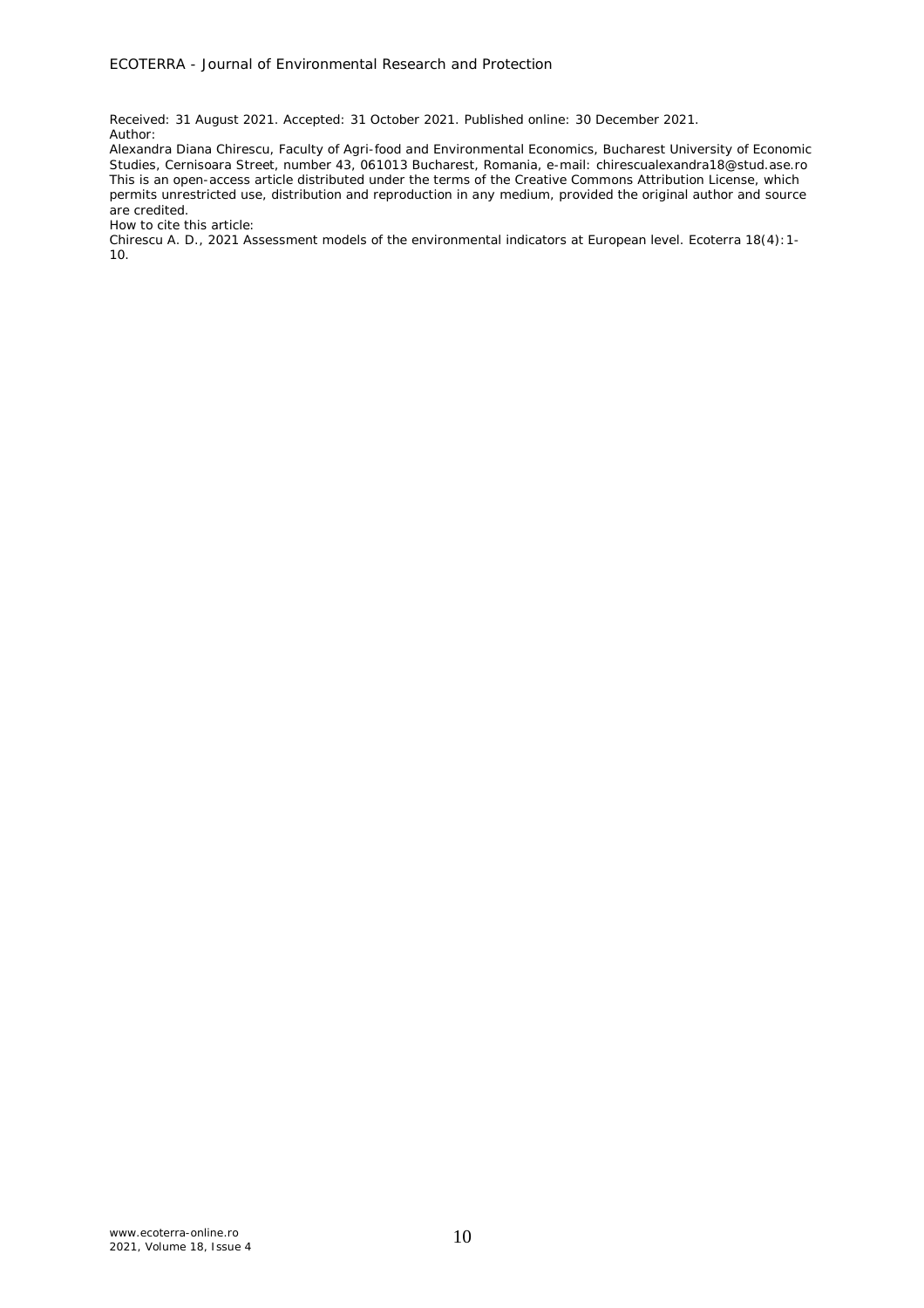Received: 31 August 2021. Accepted: 31 October 2021. Published online: 30 December 2021.

Author:

Alexandra Diana Chirescu, Faculty of Agri-food and Environmental Economics, Bucharest University of Economic Studies, Cernisoara Street, number 43, 061013 Bucharest, Romania, e-mail: chirescualexandra18@stud.ase.ro

This is an open-access article distributed under the terms of the Creative Commons Attribution License, which permits unrestricted use, distribution and reproduction in any medium, provided the original author and source are credited.

How to cite this article:

Chirescu A. D., 2021 Assessment models of the environmental indicators at European level. Ecoterra 18(4):1-10.